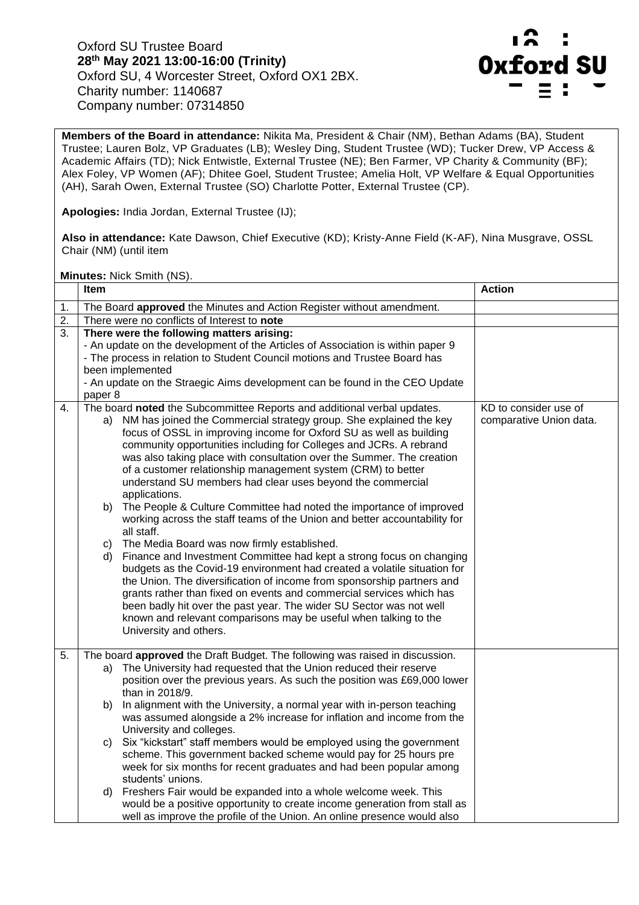Oxford SU Trustee Board
**28th May 2021 13:00-16:00 (Trinity)**
Oxford SU, 4 Worcester Street, Oxford OX1 2BX.
Charity number: 1140687
Company number: 07314850

**Members of the Board in attendance:** Nikita Ma, President & Chair (NM), Bethan Adams (BA), Student Trustee; Lauren Bolz, VP Graduates (LB); Wesley Ding, Student Trustee (WD); Tucker Drew, VP Access & Academic Affairs (TD); Nick Entwistle, External Trustee (NE); Ben Farmer, VP Charity & Community (BF); Alex Foley, VP Women (AF); Dhitee Goel, Student Trustee; Amelia Holt, VP Welfare & Equal Opportunities (AH), Sarah Owen, External Trustee (SO) Charlotte Potter, External Trustee (CP).

**Apologies:** India Jordan, External Trustee (IJ);

**Also in attendance:** Kate Dawson, Chief Executive (KD); Kristy-Anne Field (K-AF), Nina Musgrave, OSSL Chair (NM) (until item

**Minutes:** Nick Smith (NS).

| | Item | Action |
|---|---|---|
| 1. | The Board **approved** the Minutes and Action Register without amendment. | |
| 2. | There were no conflicts of Interest to **note** | |
| 3. | **There were the following matters arising:**<br>- An update on the development of the Articles of Association is within paper 9<br>- The process in relation to Student Council motions and Trustee Board has been implemented<br>- An update on the Straegic Aims development can be found in the CEO Update paper 8 | |
| 4. | The board **noted** the Subcommittee Reports and additional verbal updates.<br>a) NM has joined the Commercial strategy group. She explained the key focus of OSSL in improving income for Oxford SU as well as building community opportunities including for Colleges and JCRs. A rebrand was also taking place with consultation over the Summer. The creation of a customer relationship management system (CRM) to better understand SU members had clear uses beyond the commercial applications.<br>b) The People & Culture Committee had noted the importance of improved working across the staff teams of the Union and better accountability for all staff.<br>c) The Media Board was now firmly established.<br>d) Finance and Investment Committee had kept a strong focus on changing budgets as the Covid-19 environment had created a volatile situation for the Union. The diversification of income from sponsorship partners and grants rather than fixed on events and commercial services which has been badly hit over the past year. The wider SU Sector was not well known and relevant comparisons may be useful when talking to the University and others. | KD to consider use of comparative Union data. |
| 5. | The board **approved** the Draft Budget. The following was raised in discussion.<br>a) The University had requested that the Union reduced their reserve position over the previous years. As such the position was £69,000 lower than in 2018/9.<br>b) In alignment with the University, a normal year with in-person teaching was assumed alongside a 2% increase for inflation and income from the University and colleges.<br>c) Six "kickstart" staff members would be employed using the government scheme. This government backed scheme would pay for 25 hours pre week for six months for recent graduates and had been popular among students' unions.<br>d) Freshers Fair would be expanded into a whole welcome week. This would be a positive opportunity to create income generation from stall as well as improve the profile of the Union. An online presence would also | |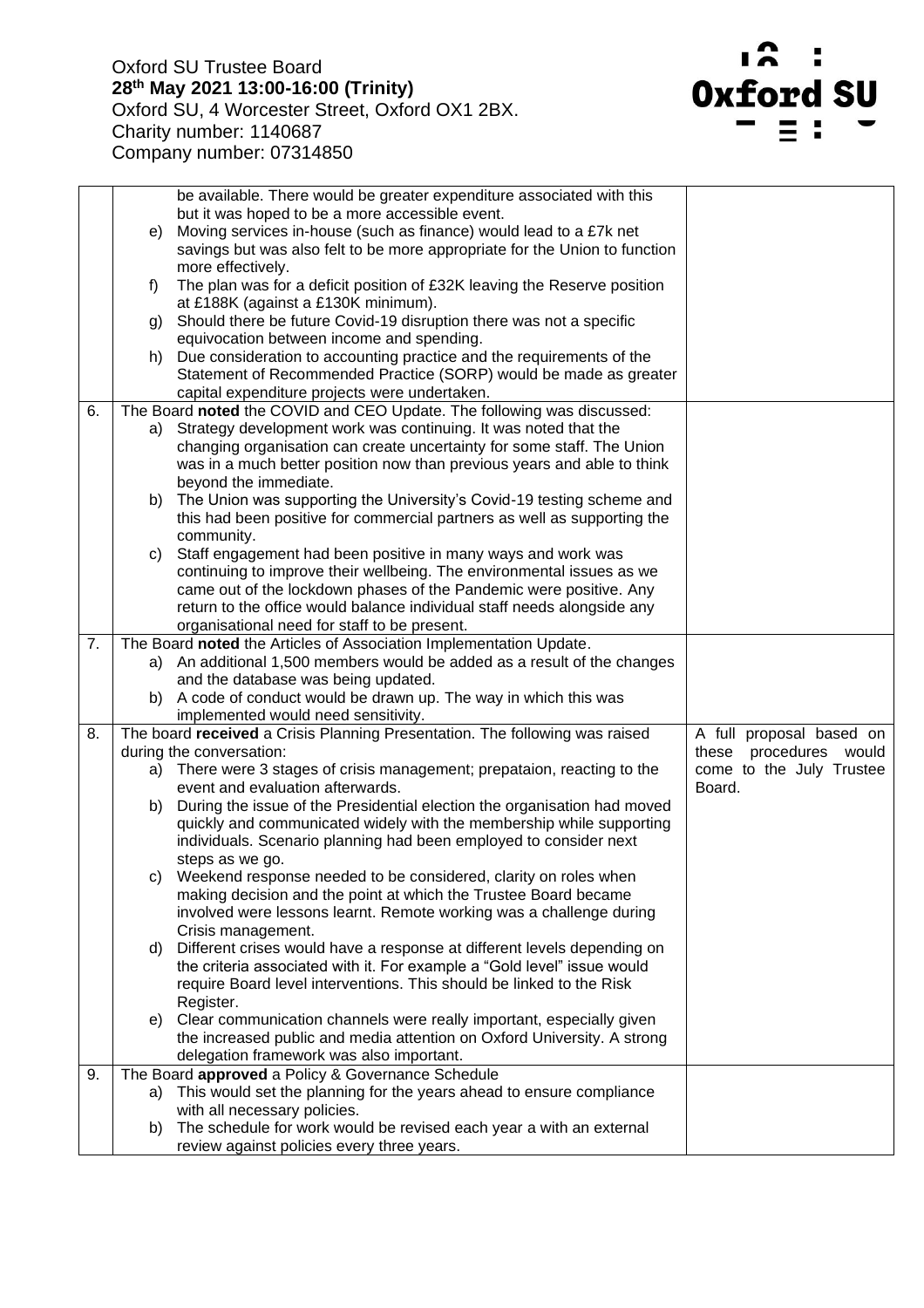| | | |
|---|---|---|
| | be available. There would be greater expenditure associated with this but it was hoped to be a more accessible event.<br>e) Moving services in-house (such as finance) would lead to a £7k net savings but was also felt to be more appropriate for the Union to function more effectively.<br>f) The plan was for a deficit position of £32K leaving the Reserve position at £188K (against a £130K minimum).<br>g) Should there be future Covid-19 disruption there was not a specific equivocation between income and spending.<br>h) Due consideration to accounting practice and the requirements of the Statement of Recommended Practice (SORP) would be made as greater capital expenditure projects were undertaken. | |
| 6. | The Board **noted** the COVID and CEO Update. The following was discussed:<br>a) Strategy development work was continuing. It was noted that the changing organisation can create uncertainty for some staff. The Union was in a much better position now than previous years and able to think beyond the immediate.<br>b) The Union was supporting the University's Covid-19 testing scheme and this had been positive for commercial partners as well as supporting the community.<br>c) Staff engagement had been positive in many ways and work was continuing to improve their wellbeing. The environmental issues as we came out of the lockdown phases of the Pandemic were positive. Any return to the office would balance individual staff needs alongside any organisational need for staff to be present. | |
| 7. | The Board **noted** the Articles of Association Implementation Update.<br>a) An additional 1,500 members would be added as a result of the changes and the database was being updated.<br>b) A code of conduct would be drawn up. The way in which this was implemented would need sensitivity. | |
| 8. | The board **received** a Crisis Planning Presentation. The following was raised during the conversation:<br>a) There were 3 stages of crisis management; prepataion, reacting to the event and evaluation afterwards.<br>b) During the issue of the Presidential election the organisation had moved quickly and communicated widely with the membership while supporting individuals. Scenario planning had been employed to consider next steps as we go.<br>c) Weekend response needed to be considered, clarity on roles when making decision and the point at which the Trustee Board became involved were lessons learnt. Remote working was a challenge during Crisis management.<br>d) Different crises would have a response at different levels depending on the criteria associated with it. For example a "Gold level" issue would require Board level interventions. This should be linked to the Risk Register.<br>e) Clear communication channels were really important, especially given the increased public and media attention on Oxford University. A strong delegation framework was also important. | A full proposal based on these procedures would come to the July Trustee Board. |
| 9. | The Board **approved** a Policy & Governance Schedule<br>a) This would set the planning for the years ahead to ensure compliance with all necessary policies.<br>b) The schedule for work would be revised each year a with an external review against policies every three years. | |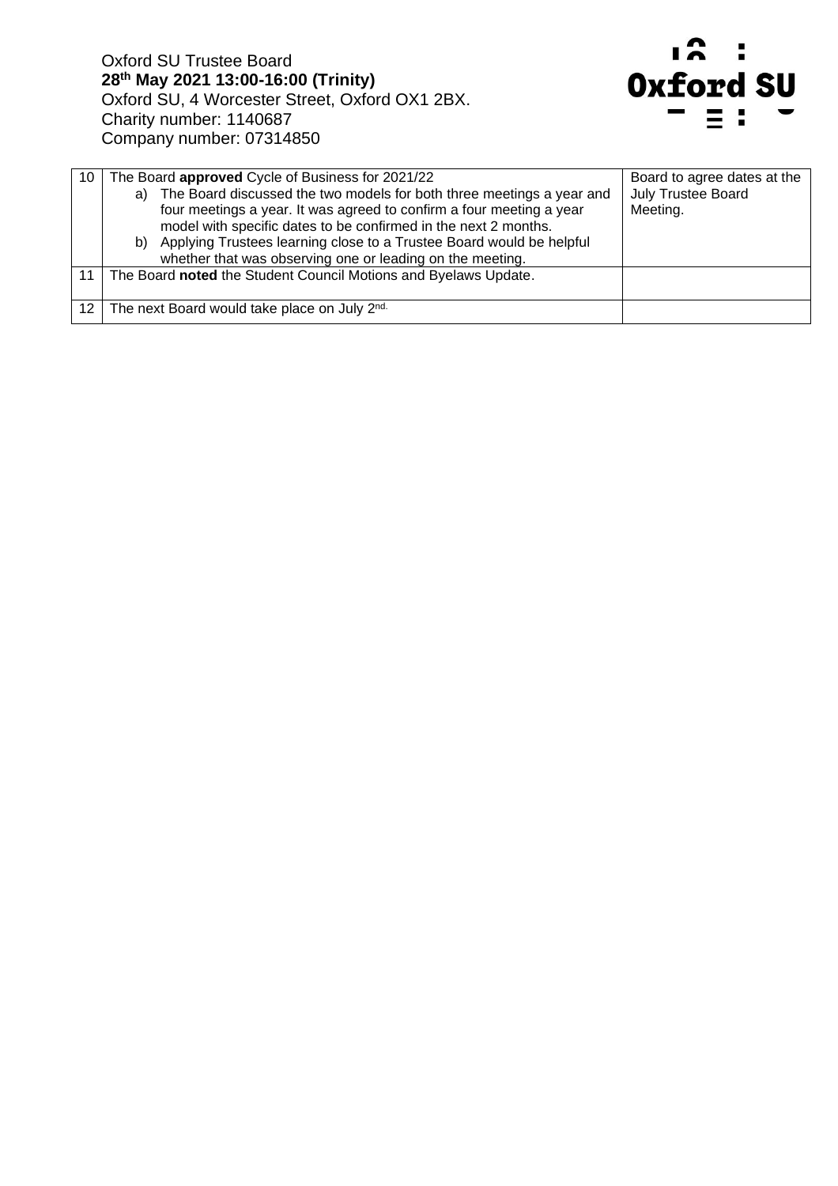Oxford SU Trustee Board
**28th May 2021 13:00-16:00 (Trinity)**
Oxford SU, 4 Worcester Street, Oxford OX1 2BX.
Charity number: 1140687
Company number: 07314850

| | | |
|---|---|---|
| 10 | The Board **approved** Cycle of Business for 2021/22<br>a) The Board discussed the two models for both three meetings a year and four meetings a year. It was agreed to confirm a four meeting a year model with specific dates to be confirmed in the next 2 months.<br>b) Applying Trustees learning close to a Trustee Board would be helpful whether that was observing one or leading on the meeting. | Board to agree dates at the July Trustee Board Meeting. |
| 11 | The Board **noted** the Student Council Motions and Byelaws Update. | |
| 12 | The next Board would take place on July 2nd. | |